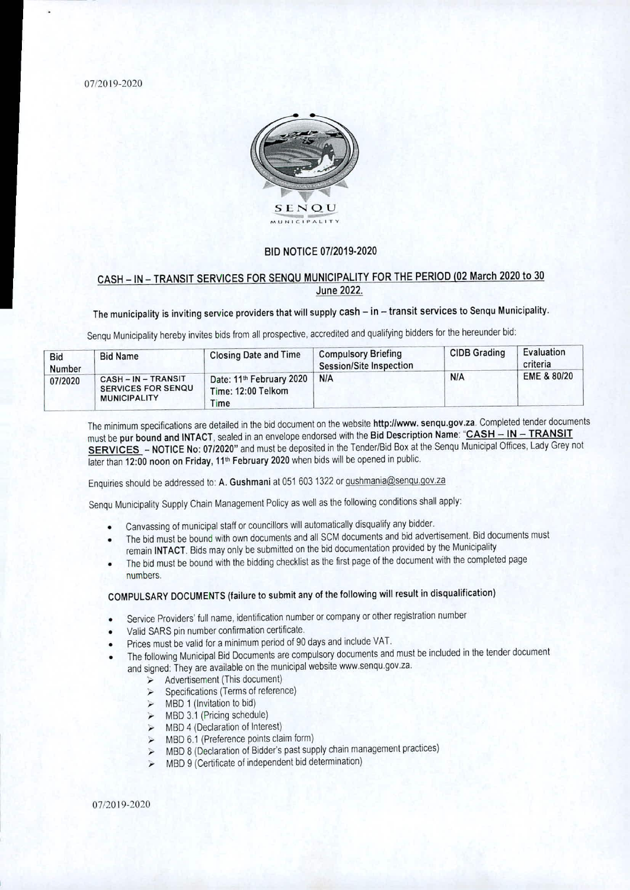SENQU MUNICIPALITY

## BID NOTICE 07/2019-2020

### CASH – IN – TRANSIT SERVICES FOR SENQU MUNICIPALITY FOR THE PERIOD (02 March 2020 to 30 June 2022.

**The municipality is inviting service providers that will supply cash – in – transit services to Senqu Municipality.**

Senqu Municipality hereby invites bids from all prospective, accredited and qualifying bidders for the hereunder bid:

| Bid Number | Bid Name | Closing Date and Time | Compulsory Briefing Session/Site Inspection | CIDB Grading | Evaluation criteria |
|---|---|---|---|---|---|
| 07/2020 | CASH – IN – TRANSIT SERVICES FOR SENQU MUNICIPALITY | Date: 11th February 2020 Time: 12:00 Telkom Time | N/A | N/A | EME & 80/20 |

The minimum specifications are detailed in the bid document on the website **http://www. senqu.gov.za**. Completed tender documents must be **pur bound and INTACT**, sealed in an envelope endorsed with the **Bid Description Name**: "**CASH – IN – TRANSIT SERVICES – NOTICE No: 07/2020"** and must be deposited in the Tender/Bid Box at the Senqu Municipal Offices, Lady Grey not later than **12:00 noon on Friday, 11th February 2020** when bids will be opened in public.

Enquiries should be addressed to: **A. Gushmani** at 051 603 1322 or gushmania@senqu.gov.za

Senqu Municipality Supply Chain Management Policy as well as the following conditions shall apply:

- Canvassing of municipal staff or councillors will automatically disqualify any bidder.
- The bid must be bound with own documents and all SCM documents and bid advertisement. Bid documents must remain **INTACT**. Bids may only be submitted on the bid documentation provided by the Municipality
- The bid must be bound with the bidding checklist as the first page of the document with the completed page numbers.

**COMPULSARY DOCUMENTS (failure to submit any of the following will result in disqualification)**

- Service Providers' full name, identification number or company or other registration number
- Valid SARS pin number confirmation certificate.
- Prices must be valid for a minimum period of 90 days and include VAT.
- The following Municipal Bid Documents are compulsory documents and must be included in the tender document and signed: They are available on the municipal website www.senqu.gov.za.
  - Advertisement (This document)
  - Specifications (Terms of reference)
  - MBD 1 (Invitation to bid)
  - MBD 3.1 (Pricing schedule)
  - MBD 4 (Declaration of Interest)
  - MBD 6.1 (Preference points claim form)
  - MBD 8 (Declaration of Bidder's past supply chain management practices)
  - MBD 9 (Certificate of independent bid determination)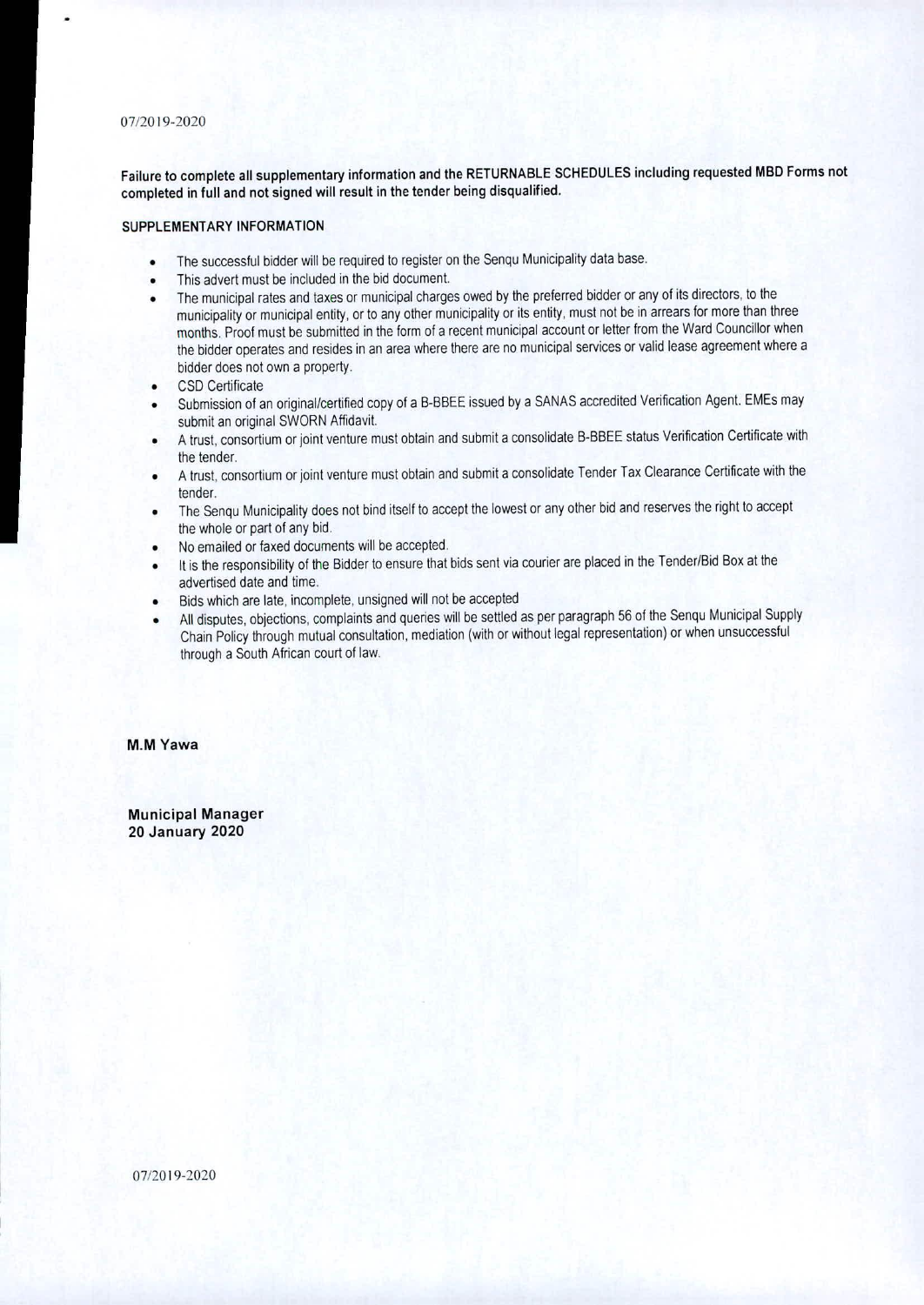Failure to complete all supplementary information and the RETURNABLE SCHEDULES including requested MBD Forms not completed in full and not signed will result in the tender being disqualified.

**SUPPLEMENTARY INFORMATION**

- The successful bidder will be required to register on the Senqu Municipality data base.
- This advert must be included in the bid document.
- The municipal rates and taxes or municipal charges owed by the preferred bidder or any of its directors, to the municipality or municipal entity, or to any other municipality or its entity, must not be in arrears for more than three months. Proof must be submitted in the form of a recent municipal account or letter from the Ward Councillor when the bidder operates and resides in an area where there are no municipal services or valid lease agreement where a bidder does not own a property.
- CSD Certificate
- Submission of an original/certified copy of a B-BBEE issued by a SANAS accredited Verification Agent. EMEs may submit an original SWORN Affidavit.
- A trust, consortium or joint venture must obtain and submit a consolidate B-BBEE status Verification Certificate with the tender.
- A trust, consortium or joint venture must obtain and submit a consolidate Tender Tax Clearance Certificate with the tender.
- The Senqu Municipality does not bind itself to accept the lowest or any other bid and reserves the right to accept the whole or part of any bid.
- No emailed or faxed documents will be accepted.
- It is the responsibility of the Bidder to ensure that bids sent via courier are placed in the Tender/Bid Box at the advertised date and time.
- Bids which are late, incomplete, unsigned will not be accepted
- All disputes, objections, complaints and queries will be settled as per paragraph 56 of the Senqu Municipal Supply Chain Policy through mutual consultation, mediation (with or without legal representation) or when unsuccessful through a South African court of law.

**M.M Yawa**

**Municipal Manager**
**20 January 2020**